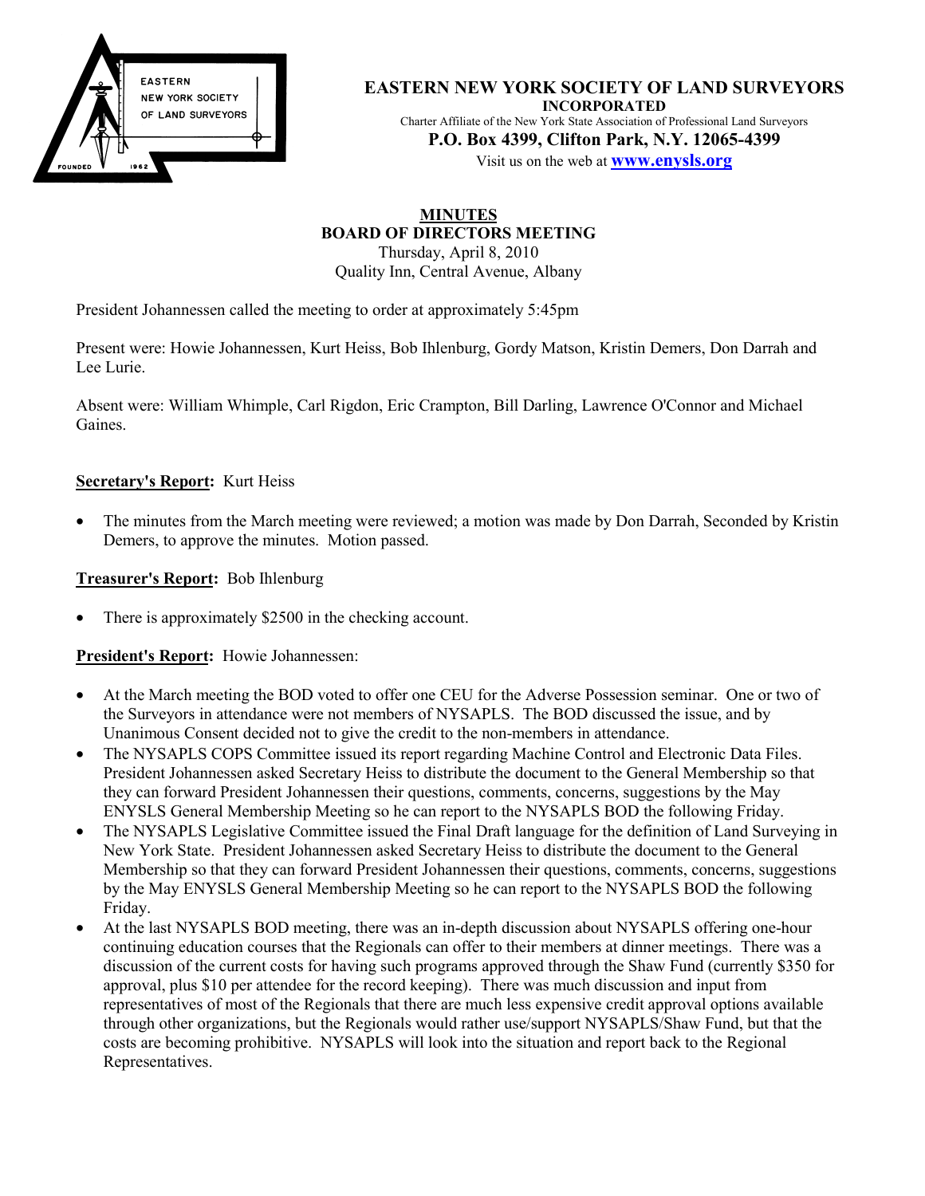# EASTERN NEW YORK SOCIETY OF LAND SURVEYORS

**INCORPORATED**

Charter Affiliate of the New York State Association of Professional Land Surveyors

**P.O. Box 4399, Clifton Park, N.Y. 12065-4399**

Visit us on the web at **www.enysls.org**

## MINUTES
## BOARD OF DIRECTORS MEETING

Thursday, April 8, 2010
Quality Inn, Central Avenue, Albany

President Johannessen called the meeting to order at approximately 5:45pm

Present were: Howie Johannessen, Kurt Heiss, Bob Ihlenburg, Gordy Matson, Kristin Demers, Don Darrah and Lee Lurie.

Absent were: William Whimple, Carl Rigdon, Eric Crampton, Bill Darling, Lawrence O'Connor and Michael Gaines.

**Secretary's Report:** Kurt Heiss

- The minutes from the March meeting were reviewed; a motion was made by Don Darrah, Seconded by Kristin Demers, to approve the minutes. Motion passed.

**Treasurer's Report:** Bob Ihlenburg

- There is approximately $2500 in the checking account.

**President's Report:** Howie Johannessen:

- At the March meeting the BOD voted to offer one CEU for the Adverse Possession seminar. One or two of the Surveyors in attendance were not members of NYSAPLS. The BOD discussed the issue, and by Unanimous Consent decided not to give the credit to the non-members in attendance.
- The NYSAPLS COPS Committee issued its report regarding Machine Control and Electronic Data Files. President Johannessen asked Secretary Heiss to distribute the document to the General Membership so that they can forward President Johannessen their questions, comments, concerns, suggestions by the May ENYSLS General Membership Meeting so he can report to the NYSAPLS BOD the following Friday.
- The NYSAPLS Legislative Committee issued the Final Draft language for the definition of Land Surveying in New York State. President Johannessen asked Secretary Heiss to distribute the document to the General Membership so that they can forward President Johannessen their questions, comments, concerns, suggestions by the May ENYSLS General Membership Meeting so he can report to the NYSAPLS BOD the following Friday.
- At the last NYSAPLS BOD meeting, there was an in-depth discussion about NYSAPLS offering one-hour continuing education courses that the Regionals can offer to their members at dinner meetings. There was a discussion of the current costs for having such programs approved through the Shaw Fund (currently $350 for approval, plus $10 per attendee for the record keeping). There was much discussion and input from representatives of most of the Regionals that there are much less expensive credit approval options available through other organizations, but the Regionals would rather use/support NYSAPLS/Shaw Fund, but that the costs are becoming prohibitive. NYSAPLS will look into the situation and report back to the Regional Representatives.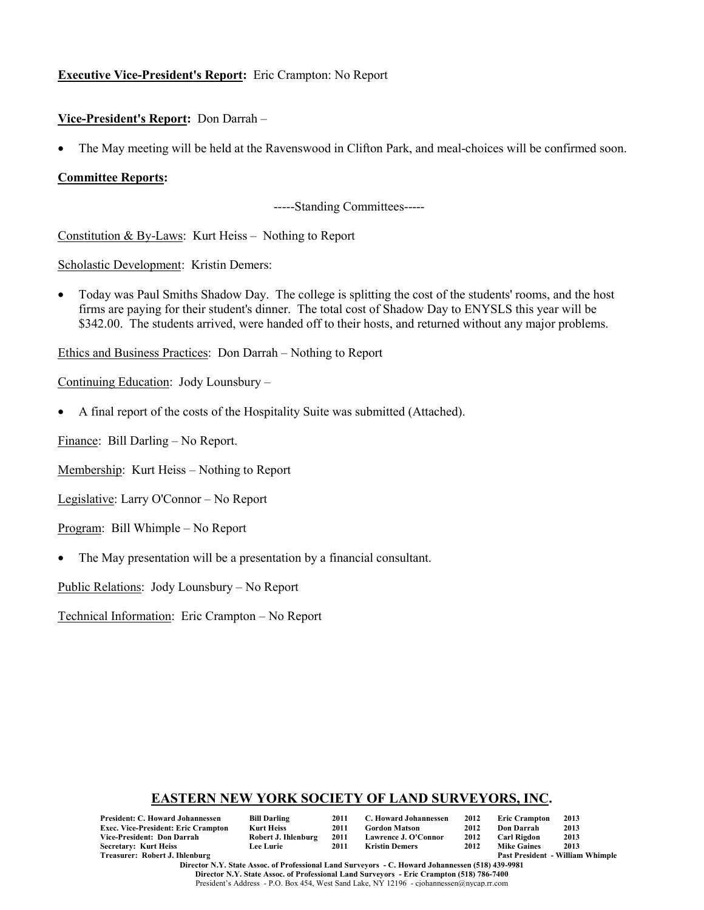**Executive Vice-President's Report:** Eric Crampton: No Report

**Vice-President's Report:** Don Darrah –

- The May meeting will be held at the Ravenswood in Clifton Park, and meal-choices will be confirmed soon.

**Committee Reports:**

-----Standing Committees-----

Constitution & By-Laws: Kurt Heiss – Nothing to Report

Scholastic Development: Kristin Demers:

- Today was Paul Smiths Shadow Day. The college is splitting the cost of the students' rooms, and the host firms are paying for their student's dinner. The total cost of Shadow Day to ENYSLS this year will be $342.00. The students arrived, were handed off to their hosts, and returned without any major problems.

Ethics and Business Practices: Don Darrah – Nothing to Report

Continuing Education: Jody Lounsbury –

- A final report of the costs of the Hospitality Suite was submitted (Attached).

Finance: Bill Darling – No Report.

Membership: Kurt Heiss – Nothing to Report

Legislative: Larry O'Connor – No Report

Program: Bill Whimple – No Report

- The May presentation will be a presentation by a financial consultant.

Public Relations: Jody Lounsbury – No Report

Technical Information: Eric Crampton – No Report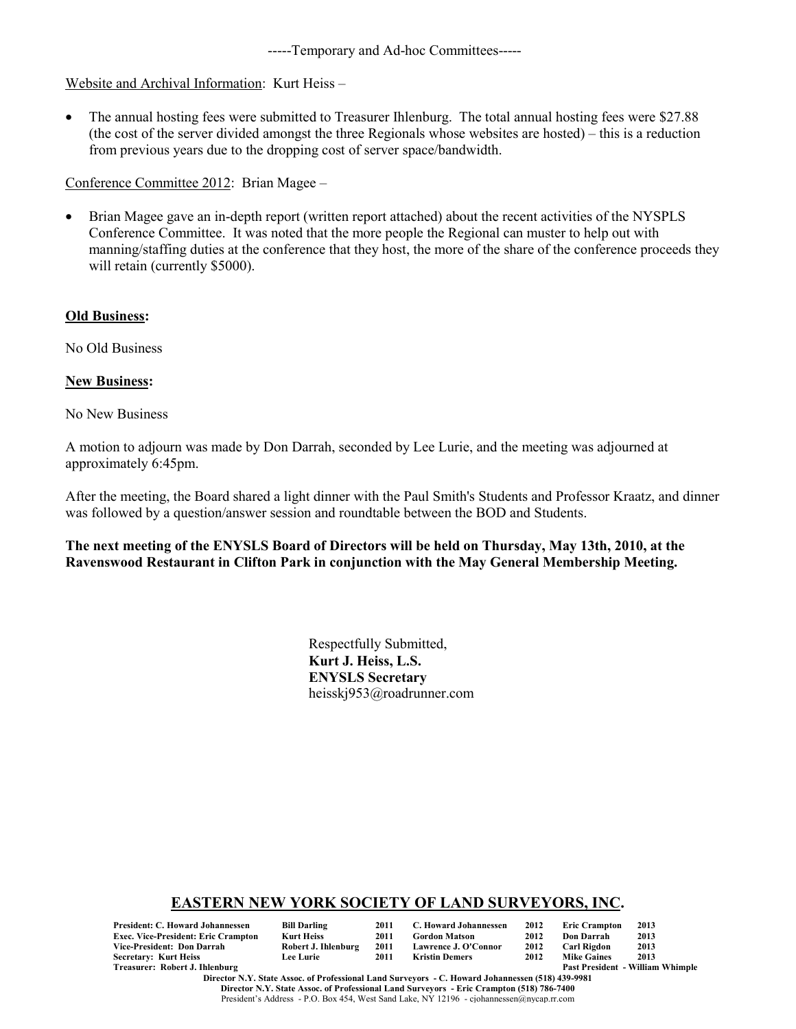-----Temporary and Ad-hoc Committees-----

Website and Archival Information: Kurt Heiss –

- The annual hosting fees were submitted to Treasurer Ihlenburg. The total annual hosting fees were $27.88 (the cost of the server divided amongst the three Regionals whose websites are hosted) – this is a reduction from previous years due to the dropping cost of server space/bandwidth.

Conference Committee 2012: Brian Magee –

- Brian Magee gave an in-depth report (written report attached) about the recent activities of the NYSPLS Conference Committee. It was noted that the more people the Regional can muster to help out with manning/staffing duties at the conference that they host, the more of the share of the conference proceeds they will retain (currently $5000).

**Old Business:**

No Old Business

**New Business:**

No New Business

A motion to adjourn was made by Don Darrah, seconded by Lee Lurie, and the meeting was adjourned at approximately 6:45pm.

After the meeting, the Board shared a light dinner with the Paul Smith's Students and Professor Kraatz, and dinner was followed by a question/answer session and roundtable between the BOD and Students.

**The next meeting of the ENYSLS Board of Directors will be held on Thursday, May 13th, 2010, at the Ravenswood Restaurant in Clifton Park in conjunction with the May General Membership Meeting.**

Respectfully Submitted,
**Kurt J. Heiss, L.S.**
**ENYSLS Secretary**
heisskj953@roadrunner.com

## EASTERN NEW YORK SOCIETY OF LAND SURVEYORS, INC.

| | | | | | | |
|---|---|---|---|---|---|---|
| **President: C. Howard Johannessen** | **Bill Darling** | **2011** | **C. Howard Johannessen** | **2012** | **Eric Crampton** | **2013** |
| **Exec. Vice-President: Eric Crampton** | **Kurt Heiss** | **2011** | **Gordon Matson** | **2012** | **Don Darrah** | **2013** |
| **Vice-President: Don Darrah** | **Robert J. Ihlenburg** | **2011** | **Lawrence J. O'Connor** | **2012** | **Carl Rigdon** | **2013** |
| **Secretary: Kurt Heiss** | **Lee Lurie** | **2011** | **Kristin Demers** | **2012** | **Mike Gaines** | **2013** |
| **Treasurer: Robert J. Ihlenburg** | | | | | **Past President - William Whimple** | |

**Director N.Y. State Assoc. of Professional Land Surveyors - C. Howard Johannessen (518) 439-9981**
**Director N.Y. State Assoc. of Professional Land Surveyors - Eric Crampton (518) 786-7400**
President's Address - P.O. Box 454, West Sand Lake, NY 12196 - cjohannessen@nycap.rr.com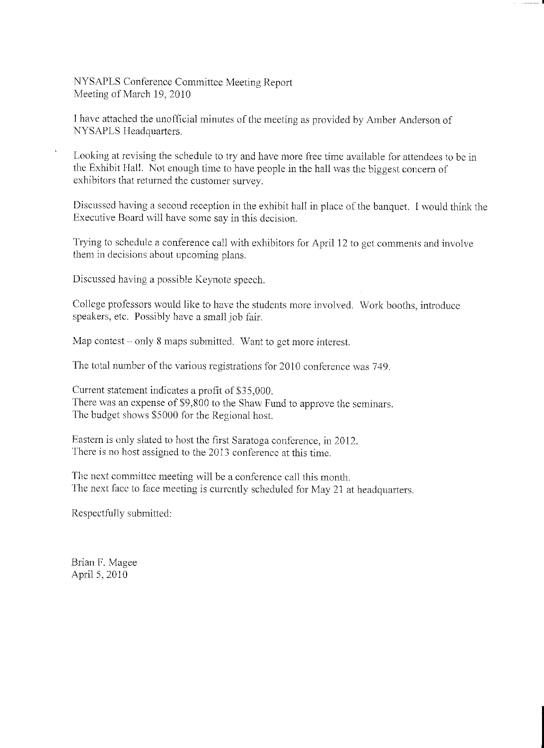NYSAPLS Conference Committee Meeting Report
Meeting of March 19, 2010

I have attached the unofficial minutes of the meeting as provided by Amber Anderson of NYSAPLS Headquarters.

Looking at revising the schedule to try and have more free time available for attendees to be in the Exhibit Hall. Not enough time to have people in the hall was the biggest concern of exhibitors that returned the customer survey.

Discussed having a second reception in the exhibit hall in place of the banquet. I would think the Executive Board will have some say in this decision.

Trying to schedule a conference call with exhibitors for April 12 to get comments and involve them in decisions about upcoming plans.

Discussed having a possible Keynote speech.

College professors would like to have the students more involved. Work booths, introduce speakers, etc. Possibly have a small job fair.

Map contest – only 8 maps submitted. Want to get more interest.

The total number of the various registrations for 2010 conference was 749.

Current statement indicates a profit of $35,000.
There was an expense of $9,800 to the Shaw Fund to approve the seminars.
The budget shows $5000 for the Regional host.

Eastern is only slated to host the first Saratoga conference, in 2012.
There is no host assigned to the 2013 conference at this time.

The next committee meeting will be a conference call this month.
The next face to face meeting is currently scheduled for May 21 at headquarters.

Respectfully submitted:

Brian F. Magee
April 5, 2010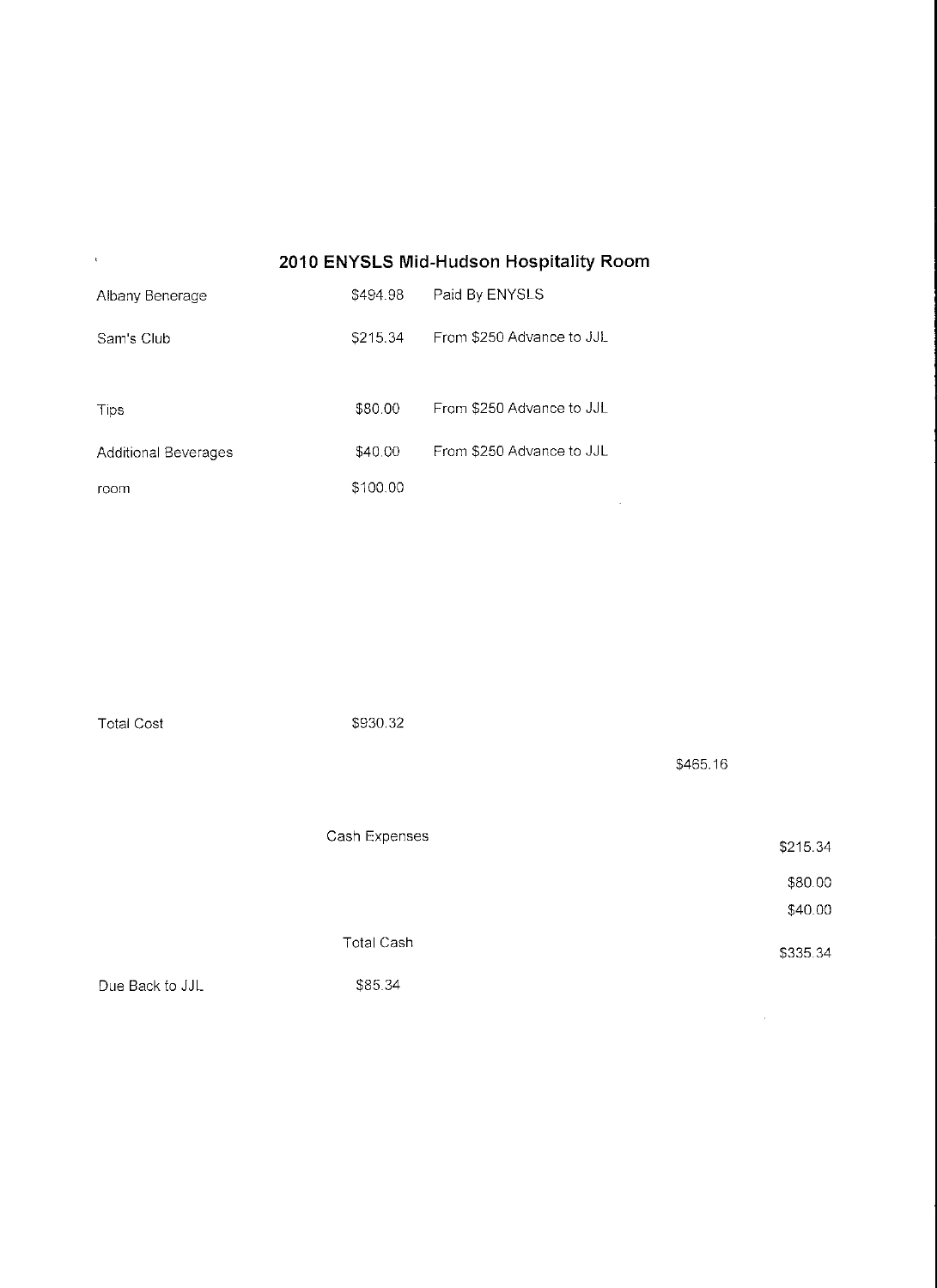## 2010 ENYSLS Mid-Hudson Hospitality Room

| | | |
|---|---|---|
| Albany Benerage | $494.98 | Paid By ENYSLS |
| Sam's Club | $215.34 | From $250 Advance to JJL |
| Tips | $80.00 | From $250 Advance to JJL |
| Additional Beverages | $40.00 | From $250 Advance to JJL |
| room | $100.00 | |

| | | | |
|---|---|---|---|
| Total Cost | $930.32 | | |
| | | $465.16 | |
| | Cash Expenses | | $215.34 |
| | | | $80.00 |
| | | | $40.00 |
| | Total Cash | | $335.34 |
| Due Back to JJL | $85.34 | | |